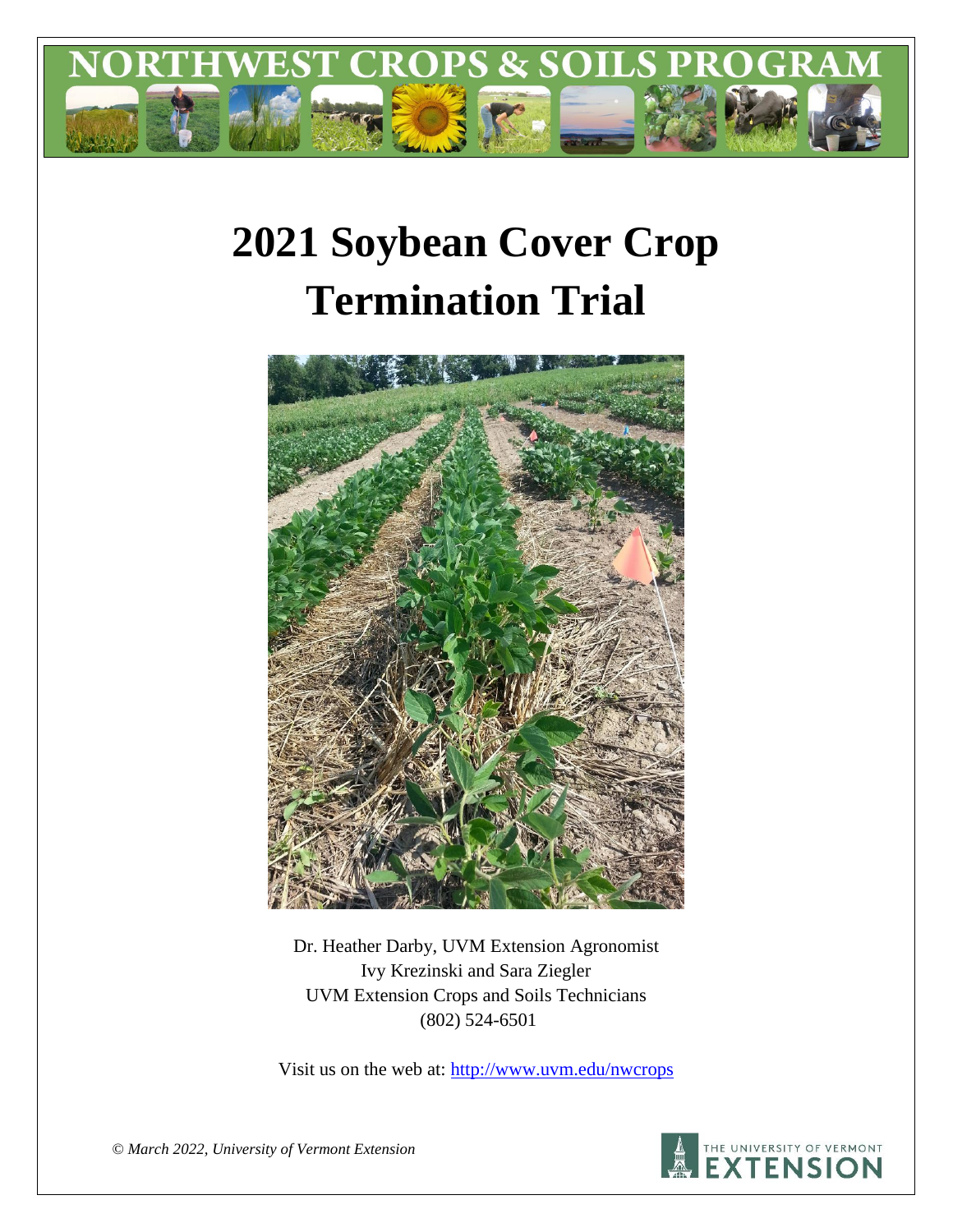# NORTHWEST CROPS & SOILS PROGRAM

# 2021 Soybean Cover Crop Termination Trial

Dr. Heather Darby, UVM Extension Agronomist
Ivy Krezinski and Sara Ziegler
UVM Extension Crops and Soils Technicians
(802) 524-6501

Visit us on the web at: http://www.uvm.edu/nwcrops

*© March 2022, University of Vermont Extension*

THE UNIVERSITY OF VERMONT EXTENSION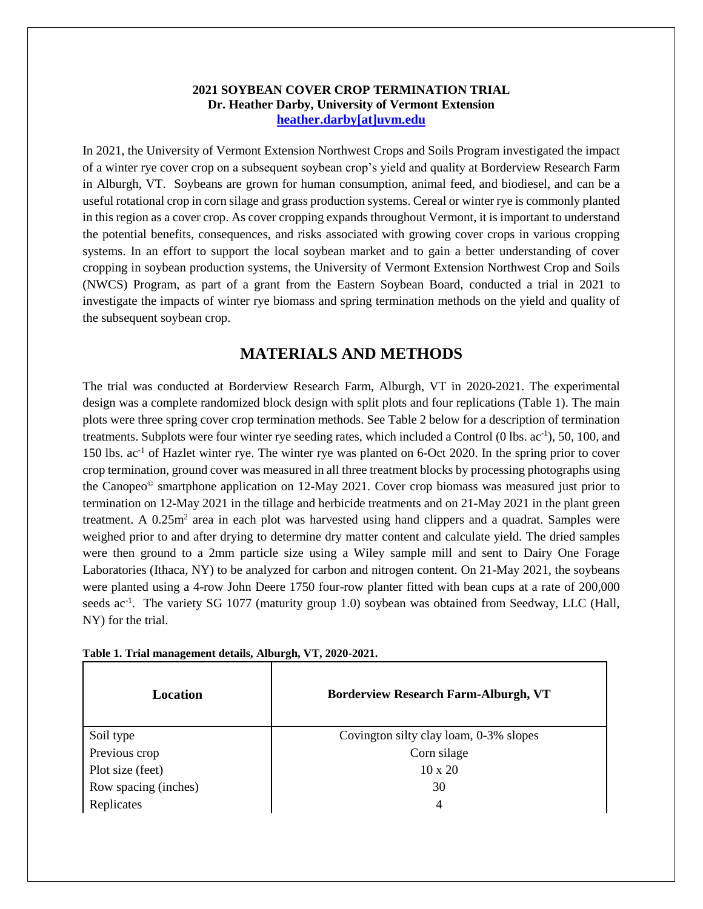**2021 SOYBEAN COVER CROP TERMINATION TRIAL**
**Dr. Heather Darby, University of Vermont Extension**
**heather.darby[at]uvm.edu**

In 2021, the University of Vermont Extension Northwest Crops and Soils Program investigated the impact of a winter rye cover crop on a subsequent soybean crop's yield and quality at Borderview Research Farm in Alburgh, VT. Soybeans are grown for human consumption, animal feed, and biodiesel, and can be a useful rotational crop in corn silage and grass production systems. Cereal or winter rye is commonly planted in this region as a cover crop. As cover cropping expands throughout Vermont, it is important to understand the potential benefits, consequences, and risks associated with growing cover crops in various cropping systems. In an effort to support the local soybean market and to gain a better understanding of cover cropping in soybean production systems, the University of Vermont Extension Northwest Crop and Soils (NWCS) Program, as part of a grant from the Eastern Soybean Board, conducted a trial in 2021 to investigate the impacts of winter rye biomass and spring termination methods on the yield and quality of the subsequent soybean crop.

## MATERIALS AND METHODS

The trial was conducted at Borderview Research Farm, Alburgh, VT in 2020-2021. The experimental design was a complete randomized block design with split plots and four replications (Table 1). The main plots were three spring cover crop termination methods. See Table 2 below for a description of termination treatments. Subplots were four winter rye seeding rates, which included a Control (0 lbs. ac$^{-1}$), 50, 100, and 150 lbs. ac$^{-1}$ of Hazlet winter rye. The winter rye was planted on 6-Oct 2020. In the spring prior to cover crop termination, ground cover was measured in all three treatment blocks by processing photographs using the Canopeo© smartphone application on 12-May 2021. Cover crop biomass was measured just prior to termination on 12-May 2021 in the tillage and herbicide treatments and on 21-May 2021 in the plant green treatment. A 0.25m$^2$ area in each plot was harvested using hand clippers and a quadrat. Samples were weighed prior to and after drying to determine dry matter content and calculate yield. The dried samples were then ground to a 2mm particle size using a Wiley sample mill and sent to Dairy One Forage Laboratories (Ithaca, NY) to be analyzed for carbon and nitrogen content. On 21-May 2021, the soybeans were planted using a 4-row John Deere 1750 four-row planter fitted with bean cups at a rate of 200,000 seeds ac$^{-1}$. The variety SG 1077 (maturity group 1.0) soybean was obtained from Seedway, LLC (Hall, NY) for the trial.

**Table 1. Trial management details, Alburgh, VT, 2020-2021.**

| Location | Borderview Research Farm-Alburgh, VT |
|---|---|
| Soil type | Covington silty clay loam, 0-3% slopes |
| Previous crop | Corn silage |
| Plot size (feet) | 10 x 20 |
| Row spacing (inches) | 30 |
| Replicates | 4 |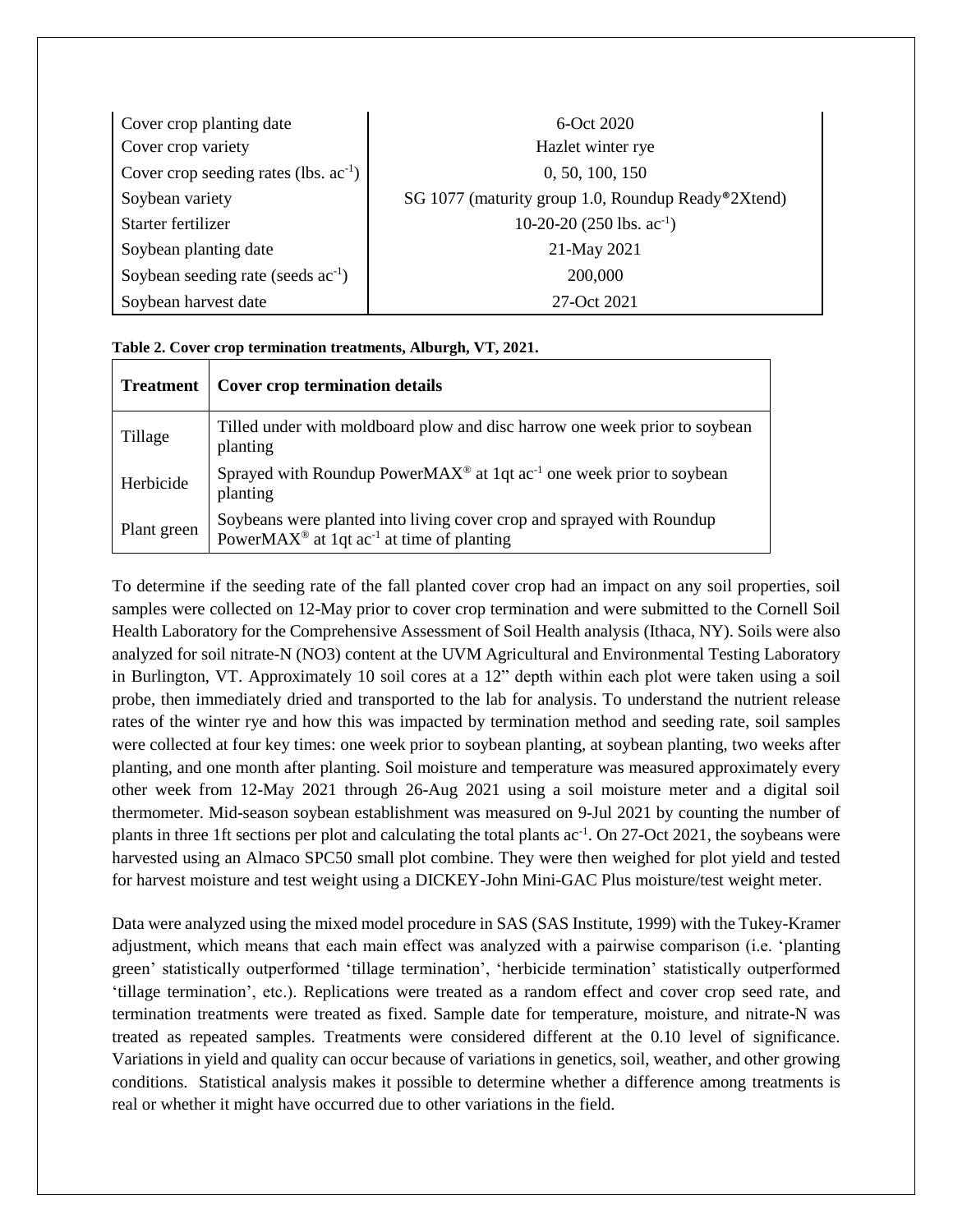| | |
|---|---|
| Cover crop planting date | 6-Oct 2020 |
| Cover crop variety | Hazlet winter rye |
| Cover crop seeding rates (lbs. $ac^{-1}$) | 0, 50, 100, 150 |
| Soybean variety | SG 1077 (maturity group 1.0, Roundup Ready®2Xtend) |
| Starter fertilizer | 10-20-20 (250 lbs. $ac^{-1}$) |
| Soybean planting date | 21-May 2021 |
| Soybean seeding rate (seeds $ac^{-1}$) | 200,000 |
| Soybean harvest date | 27-Oct 2021 |

**Table 2. Cover crop termination treatments, Alburgh, VT, 2021.**

| Treatment | Cover crop termination details |
|---|---|
| Tillage | Tilled under with moldboard plow and disc harrow one week prior to soybean planting |
| Herbicide | Sprayed with Roundup PowerMAX® at 1qt $ac^{-1}$ one week prior to soybean planting |
| Plant green | Soybeans were planted into living cover crop and sprayed with Roundup PowerMAX® at 1qt $ac^{-1}$ at time of planting |

To determine if the seeding rate of the fall planted cover crop had an impact on any soil properties, soil samples were collected on 12-May prior to cover crop termination and were submitted to the Cornell Soil Health Laboratory for the Comprehensive Assessment of Soil Health analysis (Ithaca, NY). Soils were also analyzed for soil nitrate-N (NO3) content at the UVM Agricultural and Environmental Testing Laboratory in Burlington, VT. Approximately 10 soil cores at a 12" depth within each plot were taken using a soil probe, then immediately dried and transported to the lab for analysis. To understand the nutrient release rates of the winter rye and how this was impacted by termination method and seeding rate, soil samples were collected at four key times: one week prior to soybean planting, at soybean planting, two weeks after planting, and one month after planting. Soil moisture and temperature was measured approximately every other week from 12-May 2021 through 26-Aug 2021 using a soil moisture meter and a digital soil thermometer. Mid-season soybean establishment was measured on 9-Jul 2021 by counting the number of plants in three 1ft sections per plot and calculating the total plants $ac^{-1}$. On 27-Oct 2021, the soybeans were harvested using an Almaco SPC50 small plot combine. They were then weighed for plot yield and tested for harvest moisture and test weight using a DICKEY-John Mini-GAC Plus moisture/test weight meter.

Data were analyzed using the mixed model procedure in SAS (SAS Institute, 1999) with the Tukey-Kramer adjustment, which means that each main effect was analyzed with a pairwise comparison (i.e. 'planting green' statistically outperformed 'tillage termination', 'herbicide termination' statistically outperformed 'tillage termination', etc.). Replications were treated as a random effect and cover crop seed rate, and termination treatments were treated as fixed. Sample date for temperature, moisture, and nitrate-N was treated as repeated samples. Treatments were considered different at the 0.10 level of significance. Variations in yield and quality can occur because of variations in genetics, soil, weather, and other growing conditions. Statistical analysis makes it possible to determine whether a difference among treatments is real or whether it might have occurred due to other variations in the field.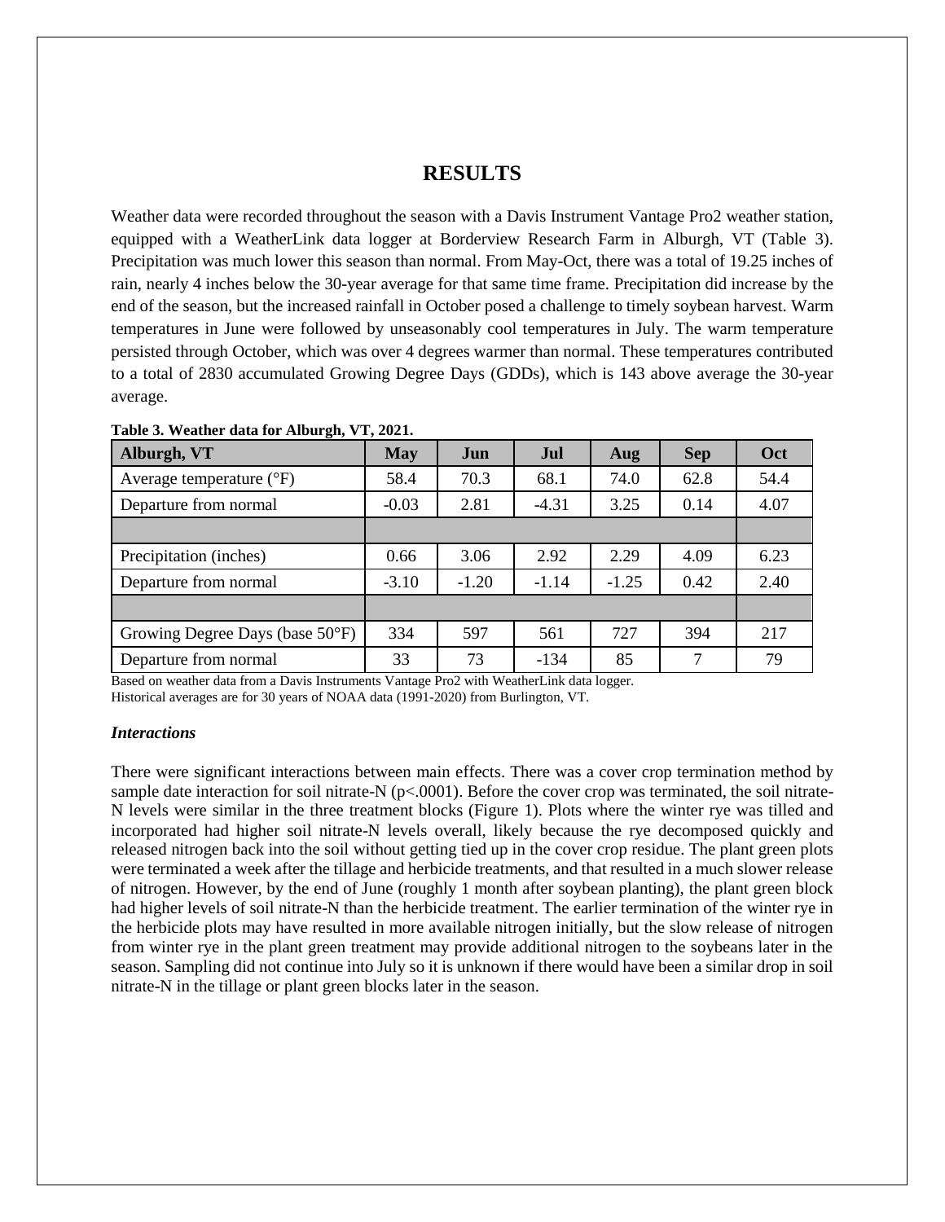# RESULTS

Weather data were recorded throughout the season with a Davis Instrument Vantage Pro2 weather station, equipped with a WeatherLink data logger at Borderview Research Farm in Alburgh, VT (Table 3). Precipitation was much lower this season than normal. From May-Oct, there was a total of 19.25 inches of rain, nearly 4 inches below the 30-year average for that same time frame. Precipitation did increase by the end of the season, but the increased rainfall in October posed a challenge to timely soybean harvest. Warm temperatures in June were followed by unseasonably cool temperatures in July. The warm temperature persisted through October, which was over 4 degrees warmer than normal. These temperatures contributed to a total of 2830 accumulated Growing Degree Days (GDDs), which is 143 above average the 30-year average.

**Table 3. Weather data for Alburgh, VT, 2021.**

| Alburgh, VT | May | Jun | Jul | Aug | Sep | Oct |
|---|---|---|---|---|---|---|
| Average temperature (°F) | 58.4 | 70.3 | 68.1 | 74.0 | 62.8 | 54.4 |
| Departure from normal | -0.03 | 2.81 | -4.31 | 3.25 | 0.14 | 4.07 |
| | | | | | | |
| Precipitation (inches) | 0.66 | 3.06 | 2.92 | 2.29 | 4.09 | 6.23 |
| Departure from normal | -3.10 | -1.20 | -1.14 | -1.25 | 0.42 | 2.40 |
| | | | | | | |
| Growing Degree Days (base 50°F) | 334 | 597 | 561 | 727 | 394 | 217 |
| Departure from normal | 33 | 73 | -134 | 85 | 7 | 79 |

Based on weather data from a Davis Instruments Vantage Pro2 with WeatherLink data logger.
Historical averages are for 30 years of NOAA data (1991-2020) from Burlington, VT.

### *Interactions*

There were significant interactions between main effects. There was a cover crop termination method by sample date interaction for soil nitrate-N ($p<.0001$). Before the cover crop was terminated, the soil nitrate-N levels were similar in the three treatment blocks (Figure 1). Plots where the winter rye was tilled and incorporated had higher soil nitrate-N levels overall, likely because the rye decomposed quickly and released nitrogen back into the soil without getting tied up in the cover crop residue. The plant green plots were terminated a week after the tillage and herbicide treatments, and that resulted in a much slower release of nitrogen. However, by the end of June (roughly 1 month after soybean planting), the plant green block had higher levels of soil nitrate-N than the herbicide treatment. The earlier termination of the winter rye in the herbicide plots may have resulted in more available nitrogen initially, but the slow release of nitrogen from winter rye in the plant green treatment may provide additional nitrogen to the soybeans later in the season. Sampling did not continue into July so it is unknown if there would have been a similar drop in soil nitrate-N in the tillage or plant green blocks later in the season.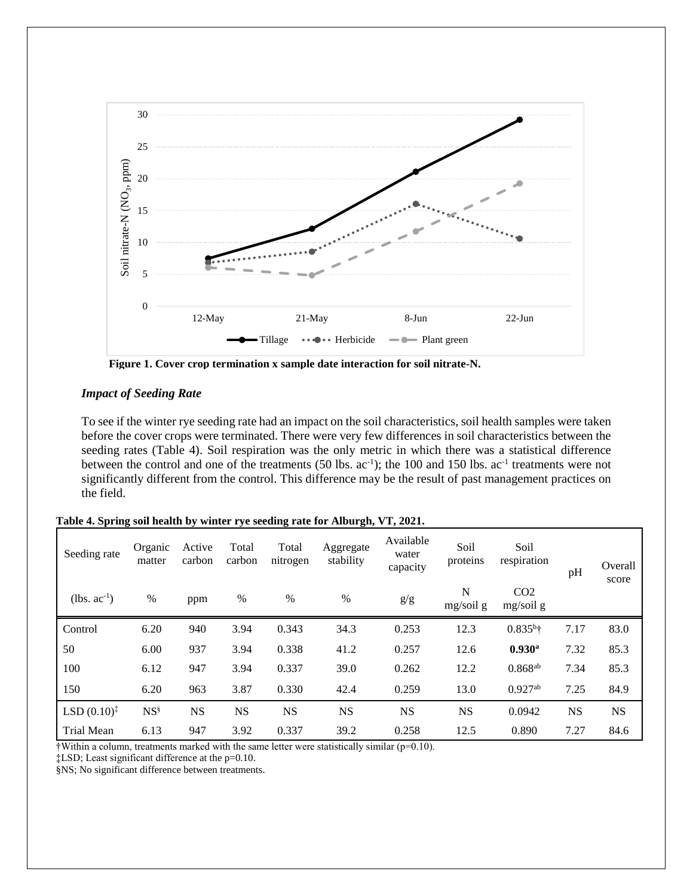30
25
20
15
10
5
0

Soil nitrate-N ($NO_3$, ppm)

12-May 21-May 8-Jun 22-Jun

Tillage Herbicide Plant green

**Figure 1. Cover crop termination x sample date interaction for soil nitrate-N.**

### *Impact of Seeding Rate*

To see if the winter rye seeding rate had an impact on the soil characteristics, soil health samples were taken before the cover crops were terminated. There were very few differences in soil characteristics between the seeding rates (Table 4). Soil respiration was the only metric in which there was a statistical difference between the control and one of the treatments (50 lbs. $ac^{-1}$); the 100 and 150 lbs. $ac^{-1}$ treatments were not significantly different from the control. This difference may be the result of past management practices on the field.

**Table 4. Spring soil health by winter rye seeding rate for Alburgh, VT, 2021.**

| Seeding rate | Organic matter | Active carbon | Total carbon | Total nitrogen | Aggregate stability | Available water capacity | Soil proteins | Soil respiration | pH | Overall score |
|---|---|---|---|---|---|---|---|---|---|---|
| (lbs. $ac^{-1}$) | % | ppm | % | % | % | g/g | N mg/soil g | $CO_2$ mg/soil g | | |
| Control | 6.20 | 940 | 3.94 | 0.343 | 34.3 | 0.253 | 12.3 | 0.835$^{b}$† | 7.17 | 83.0 |
| 50 | 6.00 | 937 | 3.94 | 0.338 | 41.2 | 0.257 | 12.6 | **0.930$^{a}$** | 7.32 | 85.3 |
| 100 | 6.12 | 947 | 3.94 | 0.337 | 39.0 | 0.262 | 12.2 | 0.868$^{ab}$ | 7.34 | 85.3 |
| 150 | 6.20 | 963 | 3.87 | 0.330 | 42.4 | 0.259 | 13.0 | 0.927$^{ab}$ | 7.25 | 84.9 |
| LSD (0.10)‡ | NS§ | NS | NS | NS | NS | NS | NS | 0.0942 | NS | NS |
| Trial Mean | 6.13 | 947 | 3.92 | 0.337 | 39.2 | 0.258 | 12.5 | 0.890 | 7.27 | 84.6 |

†Within a column, treatments marked with the same letter were statistically similar (p=0.10).
‡LSD; Least significant difference at the p=0.10.
§NS; No significant difference between treatments.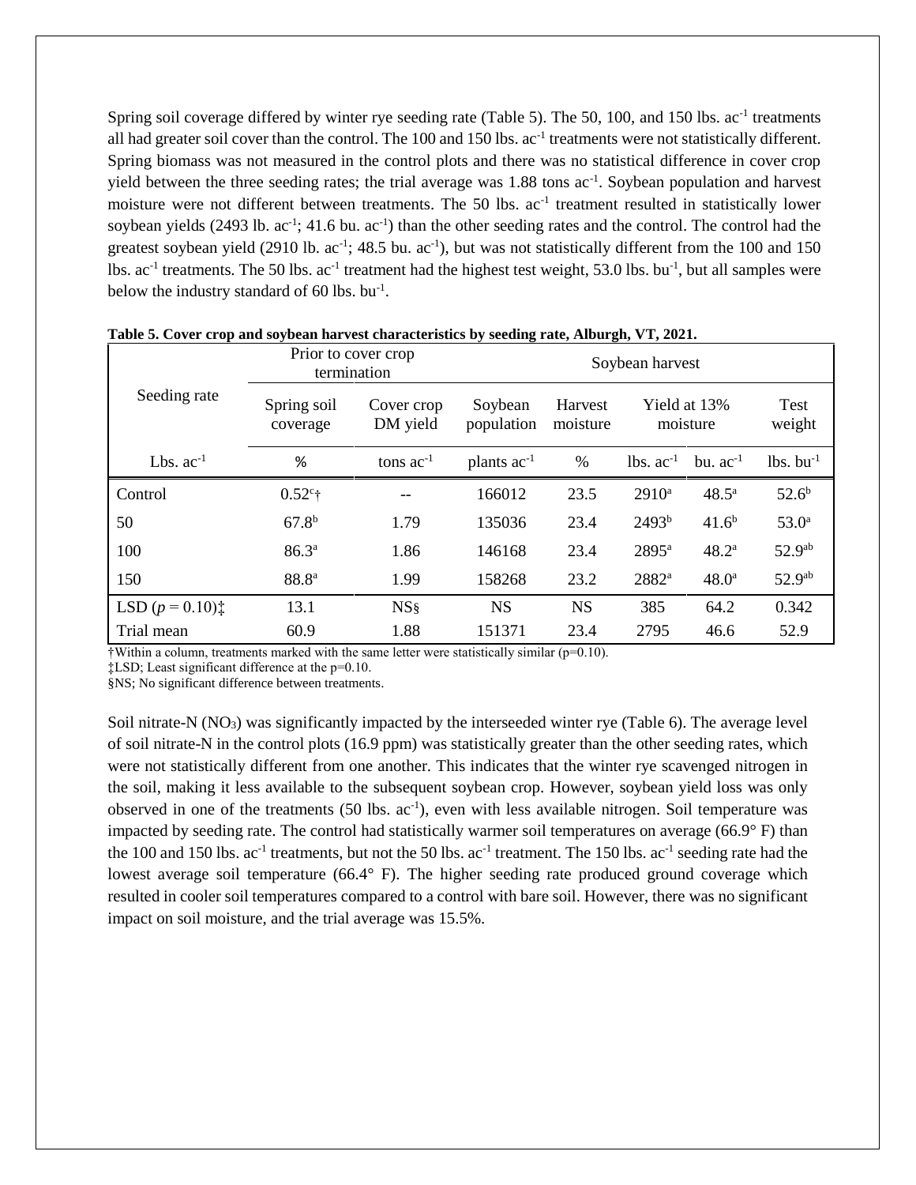Spring soil coverage differed by winter rye seeding rate (Table 5). The 50, 100, and 150 lbs. $ac^{-1}$ treatments all had greater soil cover than the control. The 100 and 150 lbs. $ac^{-1}$ treatments were not statistically different. Spring biomass was not measured in the control plots and there was no statistical difference in cover crop yield between the three seeding rates; the trial average was 1.88 tons $ac^{-1}$. Soybean population and harvest moisture were not different between treatments. The 50 lbs. $ac^{-1}$ treatment resulted in statistically lower soybean yields (2493 lb. $ac^{-1}$; 41.6 bu. $ac^{-1}$) than the other seeding rates and the control. The control had the greatest soybean yield (2910 lb. $ac^{-1}$; 48.5 bu. $ac^{-1}$), but was not statistically different from the 100 and 150 lbs. $ac^{-1}$ treatments. The 50 lbs. $ac^{-1}$ treatment had the highest test weight, 53.0 lbs. $bu^{-1}$, but all samples were below the industry standard of 60 lbs. $bu^{-1}$.

**Table 5. Cover crop and soybean harvest characteristics by seeding rate, Alburgh, VT, 2021.**

| Seeding rate | Prior to cover crop termination | | Soybean harvest | | | | |
|---|---|---|---|---|---|---|---|
| | Spring soil coverage | Cover crop DM yield | Soybean population | Harvest moisture | Yield at 13% moisture | | Test weight |
| Lbs. $ac^{-1}$ | % | tons $ac^{-1}$ | plants $ac^{-1}$ | % | lbs. $ac^{-1}$ | bu. $ac^{-1}$ | lbs. $bu^{-1}$ |
| Control | 0.52[c]† | -- | 166012 | 23.5 | 2910[a] | 48.5[a] | 52.6[b] |
| 50 | 67.8[b] | 1.79 | 135036 | 23.4 | 2493[b] | 41.6[b] | 53.0[a] |
| 100 | 86.3[a] | 1.86 | 146168 | 23.4 | 2895[a] | 48.2[a] | 52.9[ab] |
| 150 | 88.8[a] | 1.99 | 158268 | 23.2 | 2882[a] | 48.0[a] | 52.9[ab] |
| LSD ($p = 0.10$)‡ | 13.1 | NS§ | NS | NS | 385 | 64.2 | 0.342 |
| Trial mean | 60.9 | 1.88 | 151371 | 23.4 | 2795 | 46.6 | 52.9 |

†Within a column, treatments marked with the same letter were statistically similar (p=0.10).
‡LSD; Least significant difference at the p=0.10.
§NS; No significant difference between treatments.

Soil nitrate-N ($NO_3$) was significantly impacted by the interseeded winter rye (Table 6). The average level of soil nitrate-N in the control plots (16.9 ppm) was statistically greater than the other seeding rates, which were not statistically different from one another. This indicates that the winter rye scavenged nitrogen in the soil, making it less available to the subsequent soybean crop. However, soybean yield loss was only observed in one of the treatments (50 lbs. $ac^{-1}$), even with less available nitrogen. Soil temperature was impacted by seeding rate. The control had statistically warmer soil temperatures on average (66.9° F) than the 100 and 150 lbs. $ac^{-1}$ treatments, but not the 50 lbs. $ac^{-1}$ treatment. The 150 lbs. $ac^{-1}$ seeding rate had the lowest average soil temperature (66.4° F). The higher seeding rate produced ground coverage which resulted in cooler soil temperatures compared to a control with bare soil. However, there was no significant impact on soil moisture, and the trial average was 15.5%.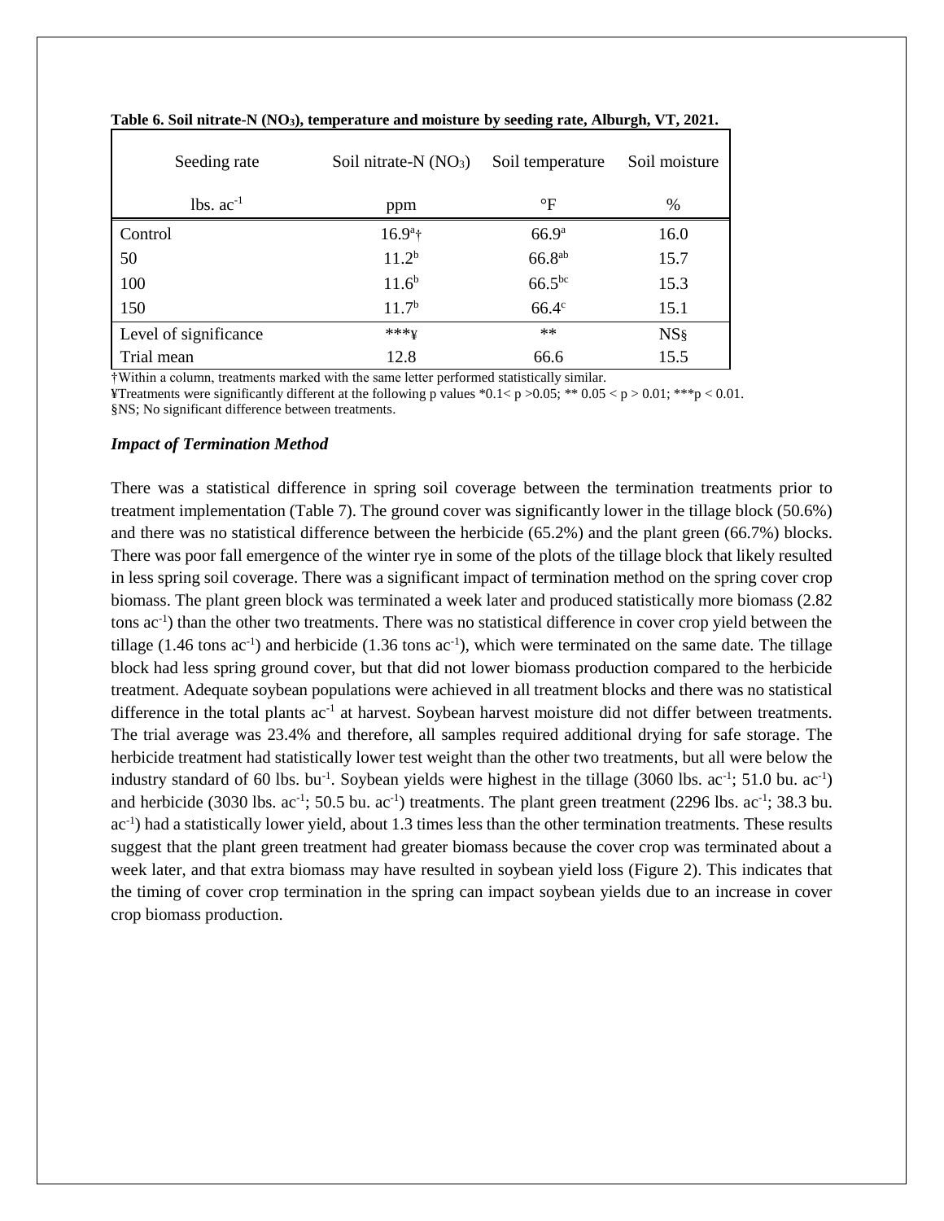**Table 6. Soil nitrate-N ($NO_3$), temperature and moisture by seeding rate, Alburgh, VT, 2021.**

| Seeding rate | Soil nitrate-N ($NO_3$) | Soil temperature | Soil moisture |
|---|---|---|---|
| lbs. $ac^{-1}$ | ppm | °F | % |
| Control | $16.9^{a}$† | $66.9^{a}$ | 16.0 |
| 50 | $11.2^{b}$ | $66.8^{ab}$ | 15.7 |
| 100 | $11.6^{b}$ | $66.5^{bc}$ | 15.3 |
| 150 | $11.7^{b}$ | $66.4^{c}$ | 15.1 |
| Level of significance | ***¥ | ** | NS§ |
| Trial mean | 12.8 | 66.6 | 15.5 |

†Within a column, treatments marked with the same letter performed statistically similar.
¥Treatments were significantly different at the following p values *0.1< p >0.05; ** 0.05 < p > 0.01; ***p < 0.01.
§NS; No significant difference between treatments.

***Impact of Termination Method***

There was a statistical difference in spring soil coverage between the termination treatments prior to treatment implementation (Table 7). The ground cover was significantly lower in the tillage block (50.6%) and there was no statistical difference between the herbicide (65.2%) and the plant green (66.7%) blocks. There was poor fall emergence of the winter rye in some of the plots of the tillage block that likely resulted in less spring soil coverage. There was a significant impact of termination method on the spring cover crop biomass. The plant green block was terminated a week later and produced statistically more biomass (2.82 tons $ac^{-1}$) than the other two treatments. There was no statistical difference in cover crop yield between the tillage (1.46 tons $ac^{-1}$) and herbicide (1.36 tons $ac^{-1}$), which were terminated on the same date. The tillage block had less spring ground cover, but that did not lower biomass production compared to the herbicide treatment. Adequate soybean populations were achieved in all treatment blocks and there was no statistical difference in the total plants $ac^{-1}$ at harvest. Soybean harvest moisture did not differ between treatments. The trial average was 23.4% and therefore, all samples required additional drying for safe storage. The herbicide treatment had statistically lower test weight than the other two treatments, but all were below the industry standard of 60 lbs. $bu^{-1}$. Soybean yields were highest in the tillage (3060 lbs. $ac^{-1}$; 51.0 bu. $ac^{-1}$) and herbicide (3030 lbs. $ac^{-1}$; 50.5 bu. $ac^{-1}$) treatments. The plant green treatment (2296 lbs. $ac^{-1}$; 38.3 bu. $ac^{-1}$) had a statistically lower yield, about 1.3 times less than the other termination treatments. These results suggest that the plant green treatment had greater biomass because the cover crop was terminated about a week later, and that extra biomass may have resulted in soybean yield loss (Figure 2). This indicates that the timing of cover crop termination in the spring can impact soybean yields due to an increase in cover crop biomass production.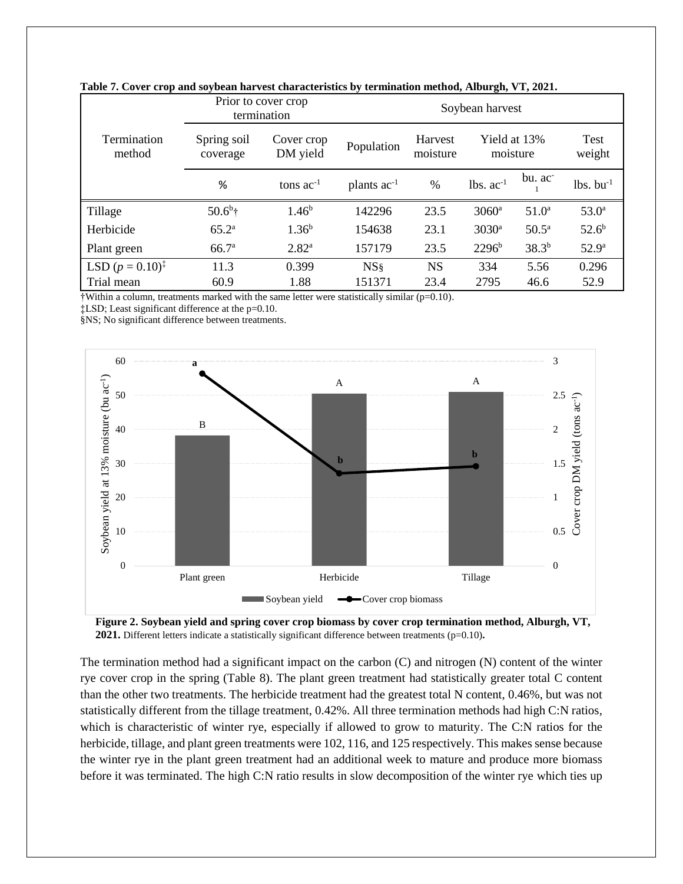**Table 7. Cover crop and soybean harvest characteristics by termination method, Alburgh, VT, 2021.**

| Termination method | Prior to cover crop termination | | Soybean harvest | | | | |
|---|---|---|---|---|---|---|---|
| | Spring soil coverage | Cover crop DM yield | Population | Harvest moisture | Yield at 13% moisture | | Test weight |
| | % | tons ac$^{-1}$ | plants ac$^{-1}$ | % | lbs. ac$^{-1}$ | bu. ac$^{-1}$ | lbs. bu$^{-1}$ |
| Tillage | 50.6$^{b}$† | 1.46$^{b}$ | 142296 | 23.5 | 3060$^{a}$ | 51.0$^{a}$ | 53.0$^{a}$ |
| Herbicide | 65.2$^{a}$ | 1.36$^{b}$ | 154638 | 23.1 | 3030$^{a}$ | 50.5$^{a}$ | 52.6$^{b}$ |
| Plant green | 66.7$^{a}$ | 2.82$^{a}$ | 157179 | 23.5 | 2296$^{b}$ | 38.3$^{b}$ | 52.9$^{a}$ |
| LSD ($p$ = 0.10)‡ | 11.3 | 0.399 | NS§ | NS | 334 | 5.56 | 0.296 |
| Trial mean | 60.9 | 1.88 | 151371 | 23.4 | 2795 | 46.6 | 52.9 |

†Within a column, treatments marked with the same letter were statistically similar (p=0.10).
‡LSD; Least significant difference at the p=0.10.
§NS; No significant difference between treatments.

Soybean yield at 13% moisture (bu ac$^{-1}$)
Cover crop DM yield (tons ac$^{-1}$)
60 50 40 30 20 10 0
3 2.5 2 1.5 1 0.5 0
a B b A b A
Plant green Herbicide Tillage
Soybean yield Cover crop biomass

**Figure 2. Soybean yield and spring cover crop biomass by cover crop termination method, Alburgh, VT, 2021.** Different letters indicate a statistically significant difference between treatments (p=0.10).

The termination method had a significant impact on the carbon (C) and nitrogen (N) content of the winter rye cover crop in the spring (Table 8). The plant green treatment had statistically greater total C content than the other two treatments. The herbicide treatment had the greatest total N content, 0.46%, but was not statistically different from the tillage treatment, 0.42%. All three termination methods had high C:N ratios, which is characteristic of winter rye, especially if allowed to grow to maturity. The C:N ratios for the herbicide, tillage, and plant green treatments were 102, 116, and 125 respectively. This makes sense because the winter rye in the plant green treatment had an additional week to mature and produce more biomass before it was terminated. The high C:N ratio results in slow decomposition of the winter rye which ties up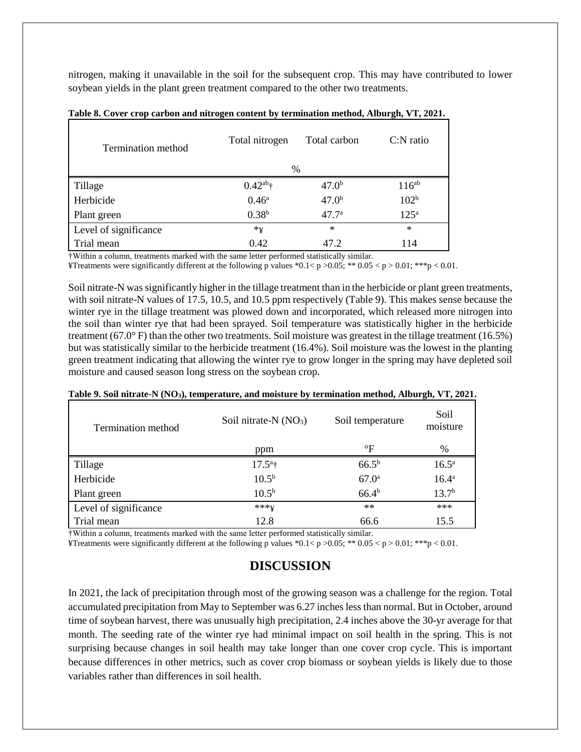nitrogen, making it unavailable in the soil for the subsequent crop. This may have contributed to lower soybean yields in the plant green treatment compared to the other two treatments.

**Table 8. Cover crop carbon and nitrogen content by termination method, Alburgh, VT, 2021.**

| Termination method | Total nitrogen | Total carbon | C:N ratio |
|---|---|---|---|
| | % | | |
| Tillage | 0.42[ab]† | 47.0[b] | 116[ab] |
| Herbicide | 0.46[a] | 47.0[b] | 102[b] |
| Plant green | 0.38[b] | 47.7[a] | 125[a] |
| Level of significance | *¥ | * | * |
| Trial mean | 0.42 | 47.2 | 114 |

†Within a column, treatments marked with the same letter performed statistically similar.
¥Treatments were significantly different at the following p values *0.1< p >0.05; ** 0.05 < p > 0.01; ***p < 0.01.

Soil nitrate-N was significantly higher in the tillage treatment than in the herbicide or plant green treatments, with soil nitrate-N values of 17.5, 10.5, and 10.5 ppm respectively (Table 9). This makes sense because the winter rye in the tillage treatment was plowed down and incorporated, which released more nitrogen into the soil than winter rye that had been sprayed. Soil temperature was statistically higher in the herbicide treatment (67.0° F) than the other two treatments. Soil moisture was greatest in the tillage treatment (16.5%) but was statistically similar to the herbicide treatment (16.4%). Soil moisture was the lowest in the planting green treatment indicating that allowing the winter rye to grow longer in the spring may have depleted soil moisture and caused season long stress on the soybean crop.

**Table 9. Soil nitrate-N ($NO_3$), temperature, and moisture by termination method, Alburgh, VT, 2021.**

| Termination method | Soil nitrate-N ($NO_3$) | Soil temperature | Soil moisture |
|---|---|---|---|
| | ppm | °F | % |
| Tillage | 17.5[a]† | 66.5[b] | 16.5[a] |
| Herbicide | 10.5[b] | 67.0[a] | 16.4[a] |
| Plant green | 10.5[b] | 66.4[b] | 13.7[b] |
| Level of significance | ***¥ | ** | *** |
| Trial mean | 12.8 | 66.6 | 15.5 |

†Within a column, treatments marked with the same letter performed statistically similar.
¥Treatments were significantly different at the following p values *0.1< p >0.05; ** 0.05 < p > 0.01; ***p < 0.01.

## DISCUSSION

In 2021, the lack of precipitation through most of the growing season was a challenge for the region. Total accumulated precipitation from May to September was 6.27 inches less than normal. But in October, around time of soybean harvest, there was unusually high precipitation, 2.4 inches above the 30-yr average for that month. The seeding rate of the winter rye had minimal impact on soil health in the spring. This is not surprising because changes in soil health may take longer than one cover crop cycle. This is important because differences in other metrics, such as cover crop biomass or soybean yields is likely due to those variables rather than differences in soil health.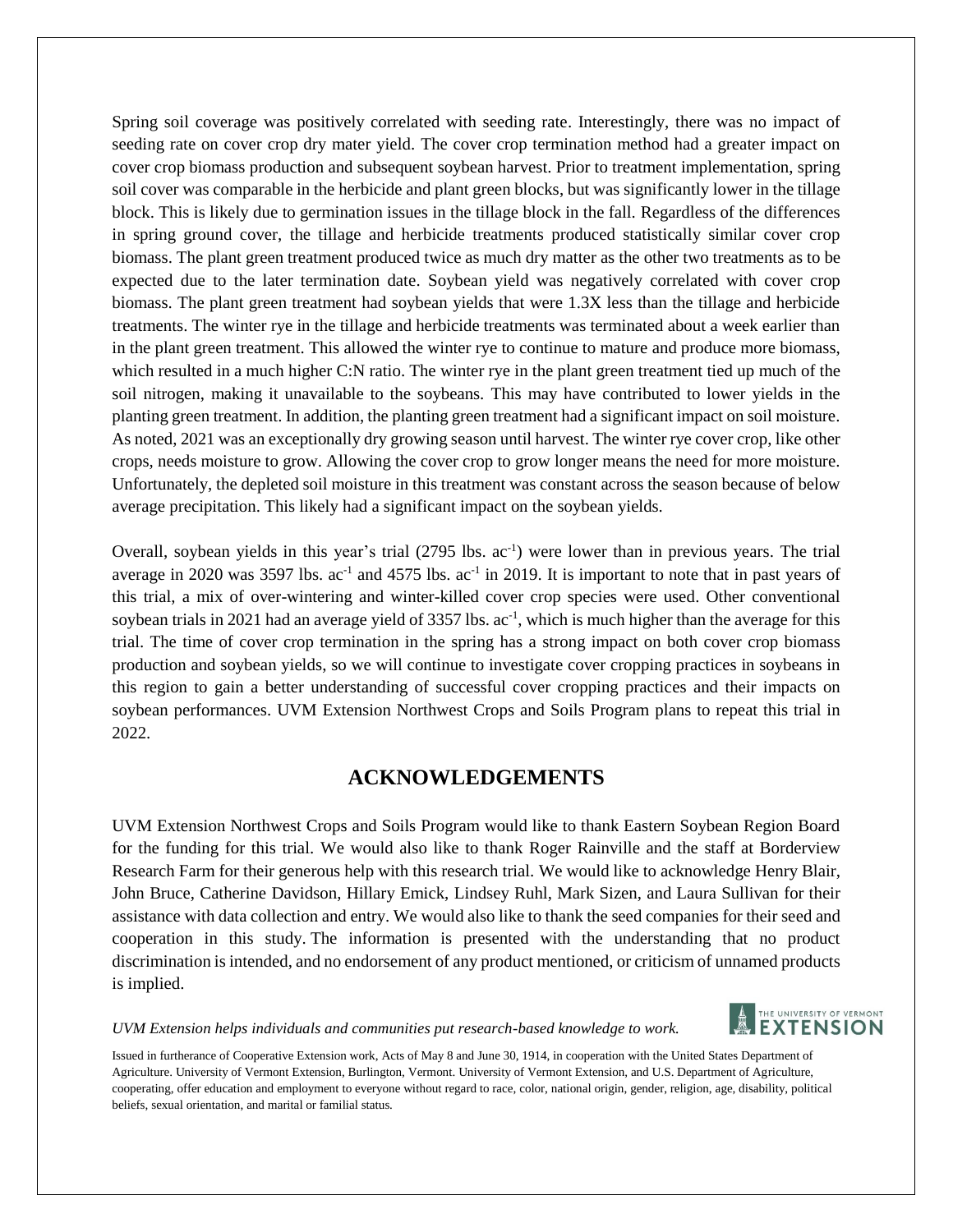Spring soil coverage was positively correlated with seeding rate. Interestingly, there was no impact of seeding rate on cover crop dry mater yield. The cover crop termination method had a greater impact on cover crop biomass production and subsequent soybean harvest. Prior to treatment implementation, spring soil cover was comparable in the herbicide and plant green blocks, but was significantly lower in the tillage block. This is likely due to germination issues in the tillage block in the fall. Regardless of the differences in spring ground cover, the tillage and herbicide treatments produced statistically similar cover crop biomass. The plant green treatment produced twice as much dry matter as the other two treatments as to be expected due to the later termination date. Soybean yield was negatively correlated with cover crop biomass. The plant green treatment had soybean yields that were 1.3X less than the tillage and herbicide treatments. The winter rye in the tillage and herbicide treatments was terminated about a week earlier than in the plant green treatment. This allowed the winter rye to continue to mature and produce more biomass, which resulted in a much higher C:N ratio. The winter rye in the plant green treatment tied up much of the soil nitrogen, making it unavailable to the soybeans. This may have contributed to lower yields in the planting green treatment. In addition, the planting green treatment had a significant impact on soil moisture. As noted, 2021 was an exceptionally dry growing season until harvest. The winter rye cover crop, like other crops, needs moisture to grow. Allowing the cover crop to grow longer means the need for more moisture. Unfortunately, the depleted soil moisture in this treatment was constant across the season because of below average precipitation. This likely had a significant impact on the soybean yields.

Overall, soybean yields in this year's trial (2795 lbs. $ac^{-1}$) were lower than in previous years. The trial average in 2020 was 3597 lbs. $ac^{-1}$ and 4575 lbs. $ac^{-1}$ in 2019. It is important to note that in past years of this trial, a mix of over-wintering and winter-killed cover crop species were used. Other conventional soybean trials in 2021 had an average yield of 3357 lbs. $ac^{-1}$, which is much higher than the average for this trial. The time of cover crop termination in the spring has a strong impact on both cover crop biomass production and soybean yields, so we will continue to investigate cover cropping practices in soybeans in this region to gain a better understanding of successful cover cropping practices and their impacts on soybean performances. UVM Extension Northwest Crops and Soils Program plans to repeat this trial in 2022.

## ACKNOWLEDGEMENTS

UVM Extension Northwest Crops and Soils Program would like to thank Eastern Soybean Region Board for the funding for this trial. We would also like to thank Roger Rainville and the staff at Borderview Research Farm for their generous help with this research trial. We would like to acknowledge Henry Blair, John Bruce, Catherine Davidson, Hillary Emick, Lindsey Ruhl, Mark Sizen, and Laura Sullivan for their assistance with data collection and entry. We would also like to thank the seed companies for their seed and cooperation in this study. The information is presented with the understanding that no product discrimination is intended, and no endorsement of any product mentioned, or criticism of unnamed products is implied.

*UVM Extension helps individuals and communities put research-based knowledge to work.*

THE UNIVERSITY OF VERMONT EXTENSION

Issued in furtherance of Cooperative Extension work, Acts of May 8 and June 30, 1914, in cooperation with the United States Department of Agriculture. University of Vermont Extension, Burlington, Vermont. University of Vermont Extension, and U.S. Department of Agriculture, cooperating, offer education and employment to everyone without regard to race, color, national origin, gender, religion, age, disability, political beliefs, sexual orientation, and marital or familial status.